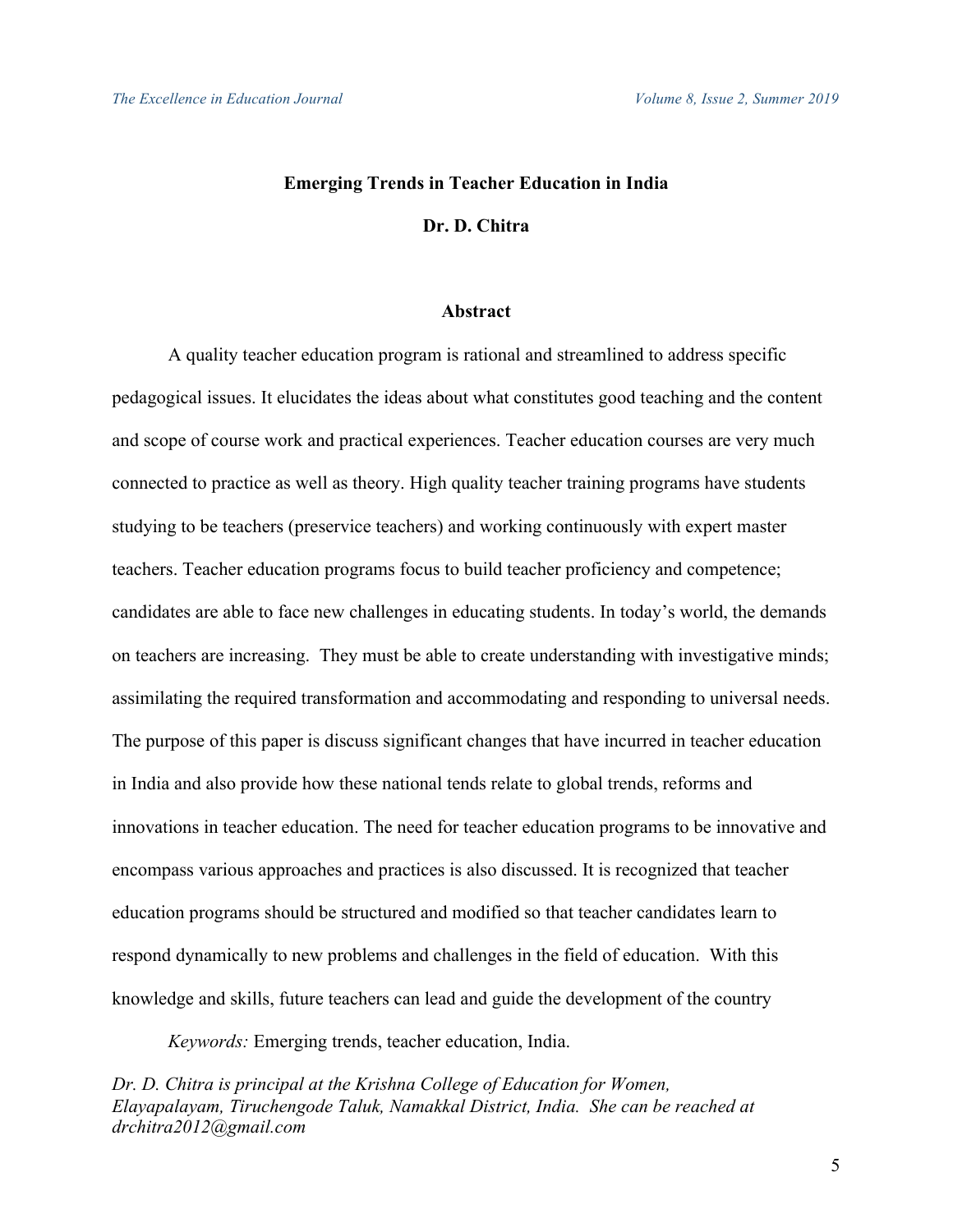# Emerging Trends in Teacher Education in India

**Dr. D. Chitra**

## Abstract

A quality teacher education program is rational and streamlined to address specific pedagogical issues. It elucidates the ideas about what constitutes good teaching and the content and scope of course work and practical experiences. Teacher education courses are very much connected to practice as well as theory. High quality teacher training programs have students studying to be teachers (preservice teachers) and working continuously with expert master teachers. Teacher education programs focus to build teacher proficiency and competence; candidates are able to face new challenges in educating students. In today's world, the demands on teachers are increasing. They must be able to create understanding with investigative minds; assimilating the required transformation and accommodating and responding to universal needs. The purpose of this paper is discuss significant changes that have incurred in teacher education in India and also provide how these national tends relate to global trends, reforms and innovations in teacher education. The need for teacher education programs to be innovative and encompass various approaches and practices is also discussed. It is recognized that teacher education programs should be structured and modified so that teacher candidates learn to respond dynamically to new problems and challenges in the field of education. With this knowledge and skills, future teachers can lead and guide the development of the country

*Keywords:* Emerging trends, teacher education, India.

*Dr. D. Chitra is principal at the Krishna College of Education for Women, Elayapalayam, Tiruchengode Taluk, Namakkal District, India. She can be reached at drchitra2012@gmail.com*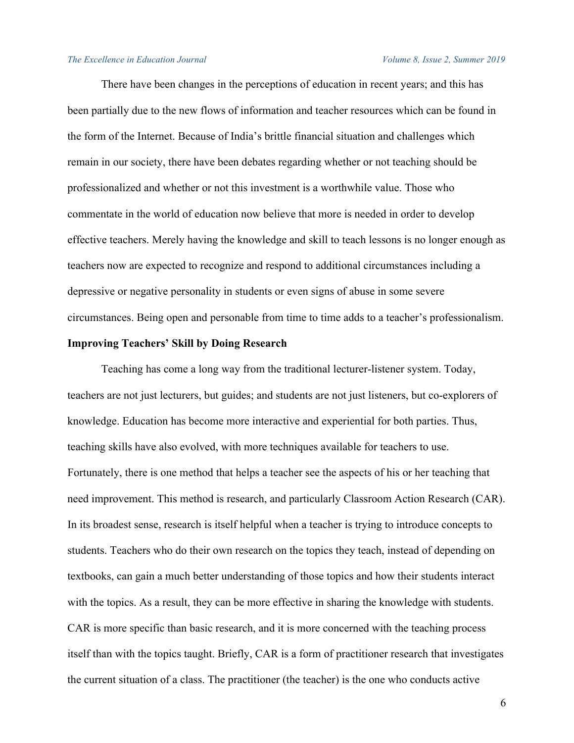There have been changes in the perceptions of education in recent years; and this has been partially due to the new flows of information and teacher resources which can be found in the form of the Internet. Because of India's brittle financial situation and challenges which remain in our society, there have been debates regarding whether or not teaching should be professionalized and whether or not this investment is a worthwhile value. Those who commentate in the world of education now believe that more is needed in order to develop effective teachers. Merely having the knowledge and skill to teach lessons is no longer enough as teachers now are expected to recognize and respond to additional circumstances including a depressive or negative personality in students or even signs of abuse in some severe circumstances. Being open and personable from time to time adds to a teacher's professionalism.

**Improving Teachers' Skill by Doing Research**

Teaching has come a long way from the traditional lecturer-listener system. Today, teachers are not just lecturers, but guides; and students are not just listeners, but co-explorers of knowledge. Education has become more interactive and experiential for both parties. Thus, teaching skills have also evolved, with more techniques available for teachers to use. Fortunately, there is one method that helps a teacher see the aspects of his or her teaching that need improvement. This method is research, and particularly Classroom Action Research (CAR). In its broadest sense, research is itself helpful when a teacher is trying to introduce concepts to students. Teachers who do their own research on the topics they teach, instead of depending on textbooks, can gain a much better understanding of those topics and how their students interact with the topics. As a result, they can be more effective in sharing the knowledge with students. CAR is more specific than basic research, and it is more concerned with the teaching process itself than with the topics taught. Briefly, CAR is a form of practitioner research that investigates the current situation of a class. The practitioner (the teacher) is the one who conducts active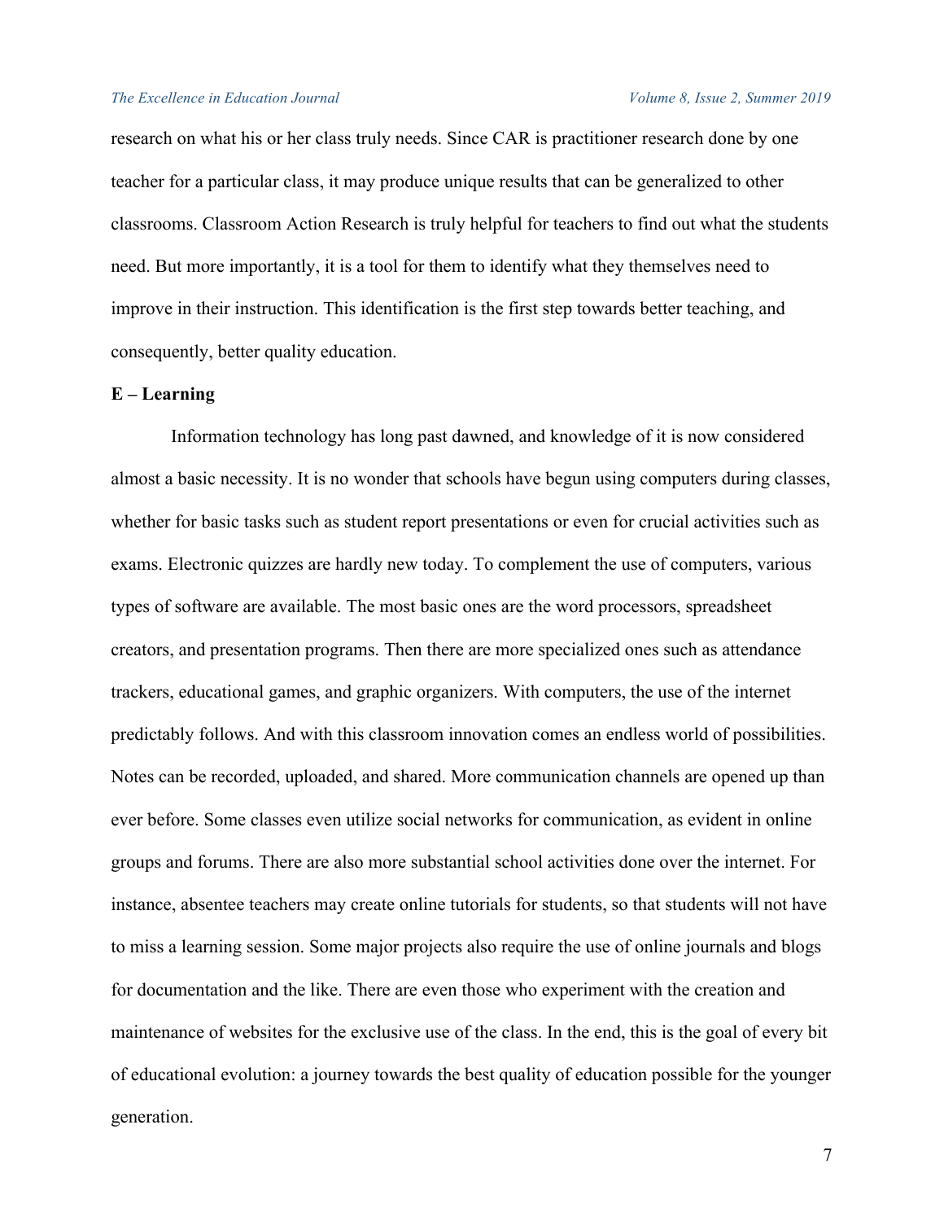research on what his or her class truly needs. Since CAR is practitioner research done by one teacher for a particular class, it may produce unique results that can be generalized to other classrooms. Classroom Action Research is truly helpful for teachers to find out what the students need. But more importantly, it is a tool for them to identify what they themselves need to improve in their instruction. This identification is the first step towards better teaching, and consequently, better quality education.

**E – Learning**

Information technology has long past dawned, and knowledge of it is now considered almost a basic necessity. It is no wonder that schools have begun using computers during classes, whether for basic tasks such as student report presentations or even for crucial activities such as exams. Electronic quizzes are hardly new today. To complement the use of computers, various types of software are available. The most basic ones are the word processors, spreadsheet creators, and presentation programs. Then there are more specialized ones such as attendance trackers, educational games, and graphic organizers. With computers, the use of the internet predictably follows. And with this classroom innovation comes an endless world of possibilities. Notes can be recorded, uploaded, and shared. More communication channels are opened up than ever before. Some classes even utilize social networks for communication, as evident in online groups and forums. There are also more substantial school activities done over the internet. For instance, absentee teachers may create online tutorials for students, so that students will not have to miss a learning session. Some major projects also require the use of online journals and blogs for documentation and the like. There are even those who experiment with the creation and maintenance of websites for the exclusive use of the class. In the end, this is the goal of every bit of educational evolution: a journey towards the best quality of education possible for the younger generation.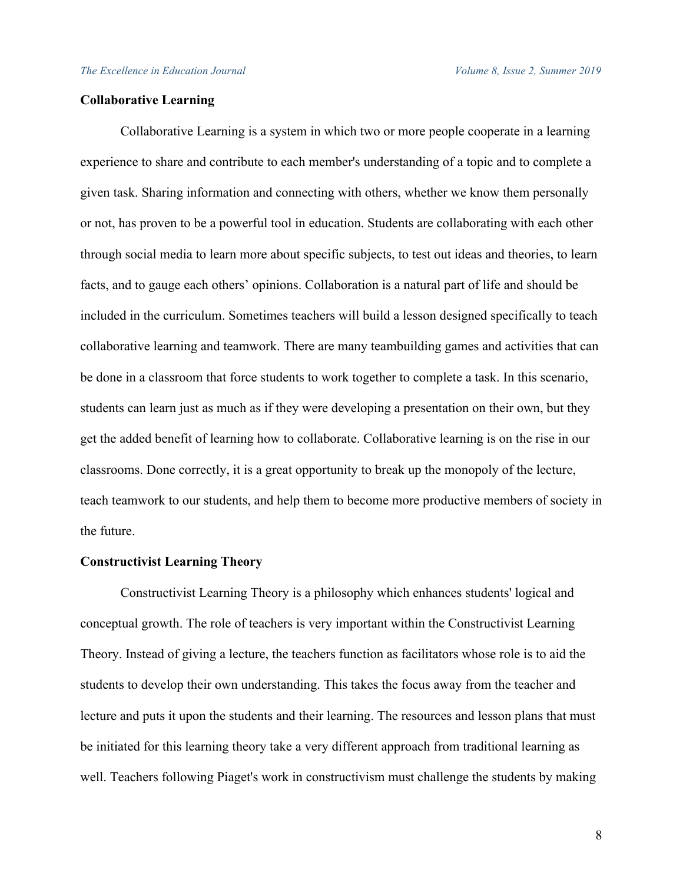**Collaborative Learning**

Collaborative Learning is a system in which two or more people cooperate in a learning experience to share and contribute to each member's understanding of a topic and to complete a given task. Sharing information and connecting with others, whether we know them personally or not, has proven to be a powerful tool in education. Students are collaborating with each other through social media to learn more about specific subjects, to test out ideas and theories, to learn facts, and to gauge each others' opinions. Collaboration is a natural part of life and should be included in the curriculum. Sometimes teachers will build a lesson designed specifically to teach collaborative learning and teamwork. There are many teambuilding games and activities that can be done in a classroom that force students to work together to complete a task. In this scenario, students can learn just as much as if they were developing a presentation on their own, but they get the added benefit of learning how to collaborate. Collaborative learning is on the rise in our classrooms. Done correctly, it is a great opportunity to break up the monopoly of the lecture, teach teamwork to our students, and help them to become more productive members of society in the future.

**Constructivist Learning Theory**

Constructivist Learning Theory is a philosophy which enhances students' logical and conceptual growth. The role of teachers is very important within the Constructivist Learning Theory. Instead of giving a lecture, the teachers function as facilitators whose role is to aid the students to develop their own understanding. This takes the focus away from the teacher and lecture and puts it upon the students and their learning. The resources and lesson plans that must be initiated for this learning theory take a very different approach from traditional learning as well. Teachers following Piaget's work in constructivism must challenge the students by making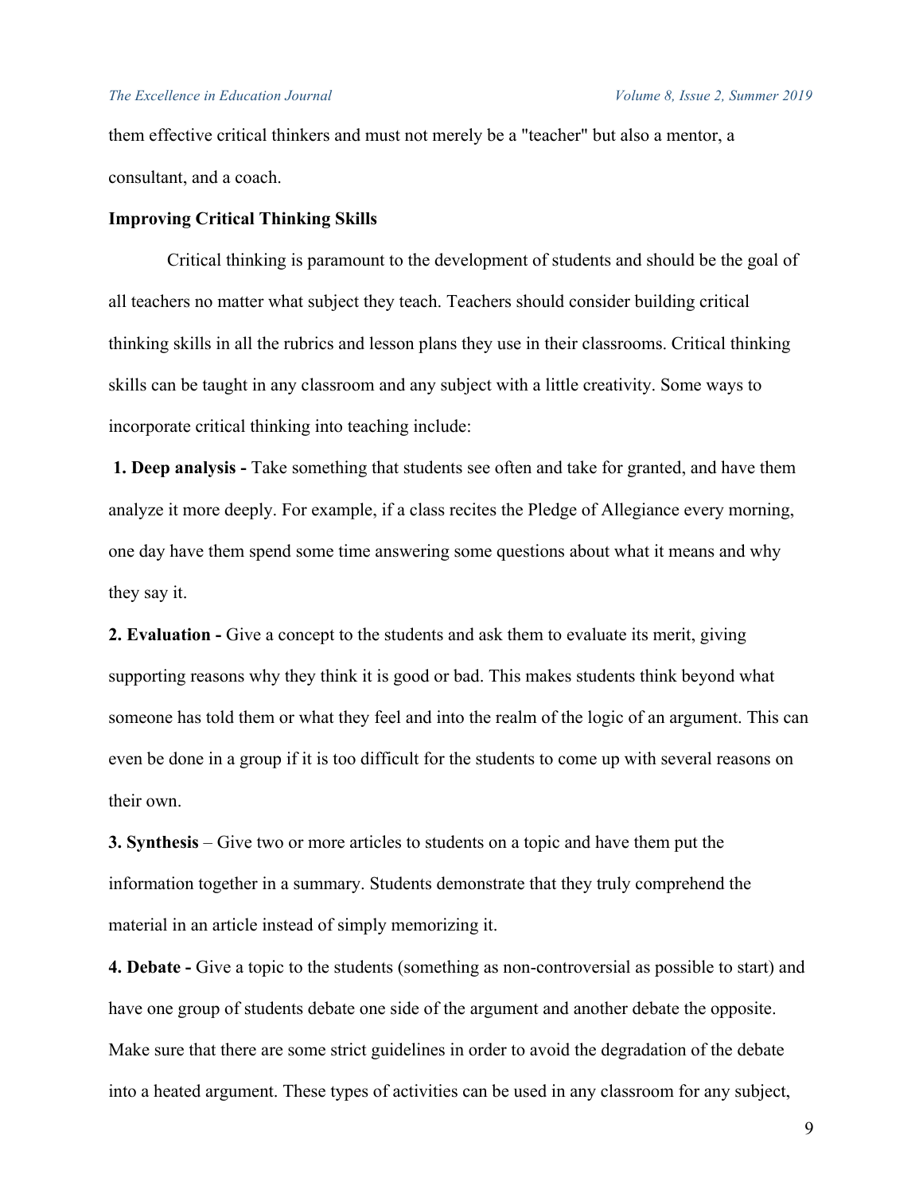them effective critical thinkers and must not merely be a "teacher" but also a mentor, a consultant, and a coach.

**Improving Critical Thinking Skills**

Critical thinking is paramount to the development of students and should be the goal of all teachers no matter what subject they teach. Teachers should consider building critical thinking skills in all the rubrics and lesson plans they use in their classrooms. Critical thinking skills can be taught in any classroom and any subject with a little creativity. Some ways to incorporate critical thinking into teaching include:

**1. Deep analysis -** Take something that students see often and take for granted, and have them analyze it more deeply. For example, if a class recites the Pledge of Allegiance every morning, one day have them spend some time answering some questions about what it means and why they say it.

**2. Evaluation -** Give a concept to the students and ask them to evaluate its merit, giving supporting reasons why they think it is good or bad. This makes students think beyond what someone has told them or what they feel and into the realm of the logic of an argument. This can even be done in a group if it is too difficult for the students to come up with several reasons on their own.

**3. Synthesis** – Give two or more articles to students on a topic and have them put the information together in a summary. Students demonstrate that they truly comprehend the material in an article instead of simply memorizing it.

**4. Debate -** Give a topic to the students (something as non-controversial as possible to start) and have one group of students debate one side of the argument and another debate the opposite. Make sure that there are some strict guidelines in order to avoid the degradation of the debate into a heated argument. These types of activities can be used in any classroom for any subject,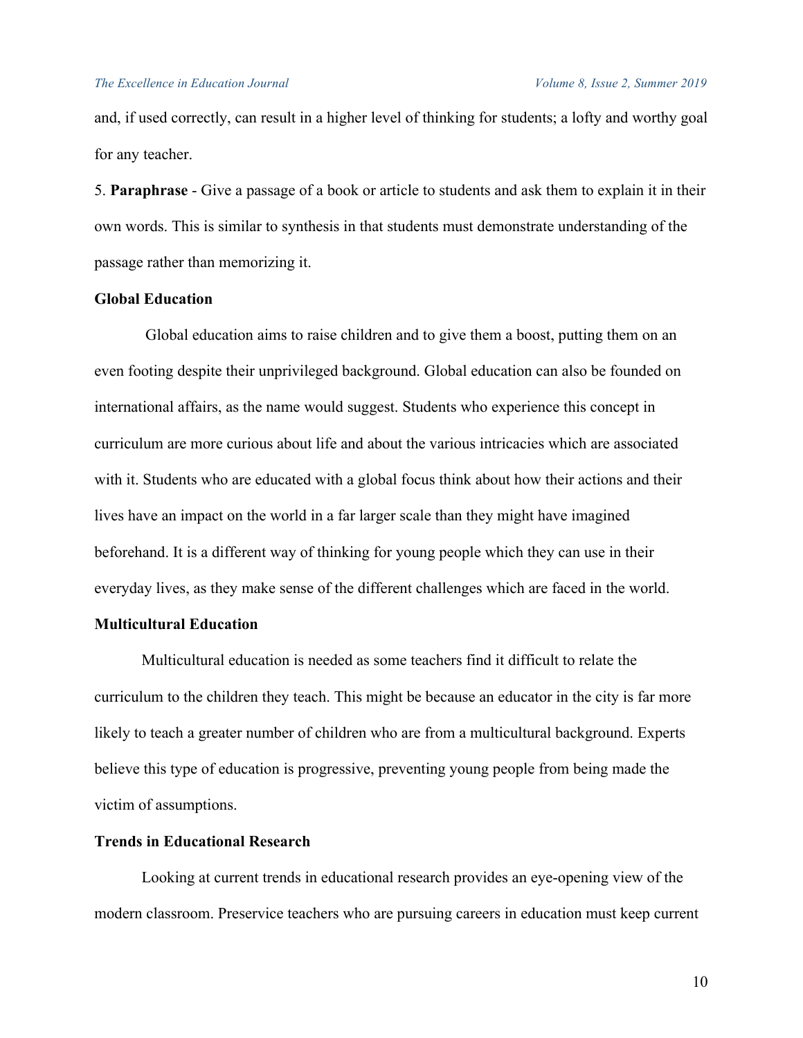and, if used correctly, can result in a higher level of thinking for students; a lofty and worthy goal for any teacher.

5. **Paraphrase** - Give a passage of a book or article to students and ask them to explain it in their own words. This is similar to synthesis in that students must demonstrate understanding of the passage rather than memorizing it.

**Global Education**

Global education aims to raise children and to give them a boost, putting them on an even footing despite their unprivileged background. Global education can also be founded on international affairs, as the name would suggest. Students who experience this concept in curriculum are more curious about life and about the various intricacies which are associated with it. Students who are educated with a global focus think about how their actions and their lives have an impact on the world in a far larger scale than they might have imagined beforehand. It is a different way of thinking for young people which they can use in their everyday lives, as they make sense of the different challenges which are faced in the world.

**Multicultural Education**

Multicultural education is needed as some teachers find it difficult to relate the curriculum to the children they teach. This might be because an educator in the city is far more likely to teach a greater number of children who are from a multicultural background. Experts believe this type of education is progressive, preventing young people from being made the victim of assumptions.

**Trends in Educational Research**

Looking at current trends in educational research provides an eye-opening view of the modern classroom. Preservice teachers who are pursuing careers in education must keep current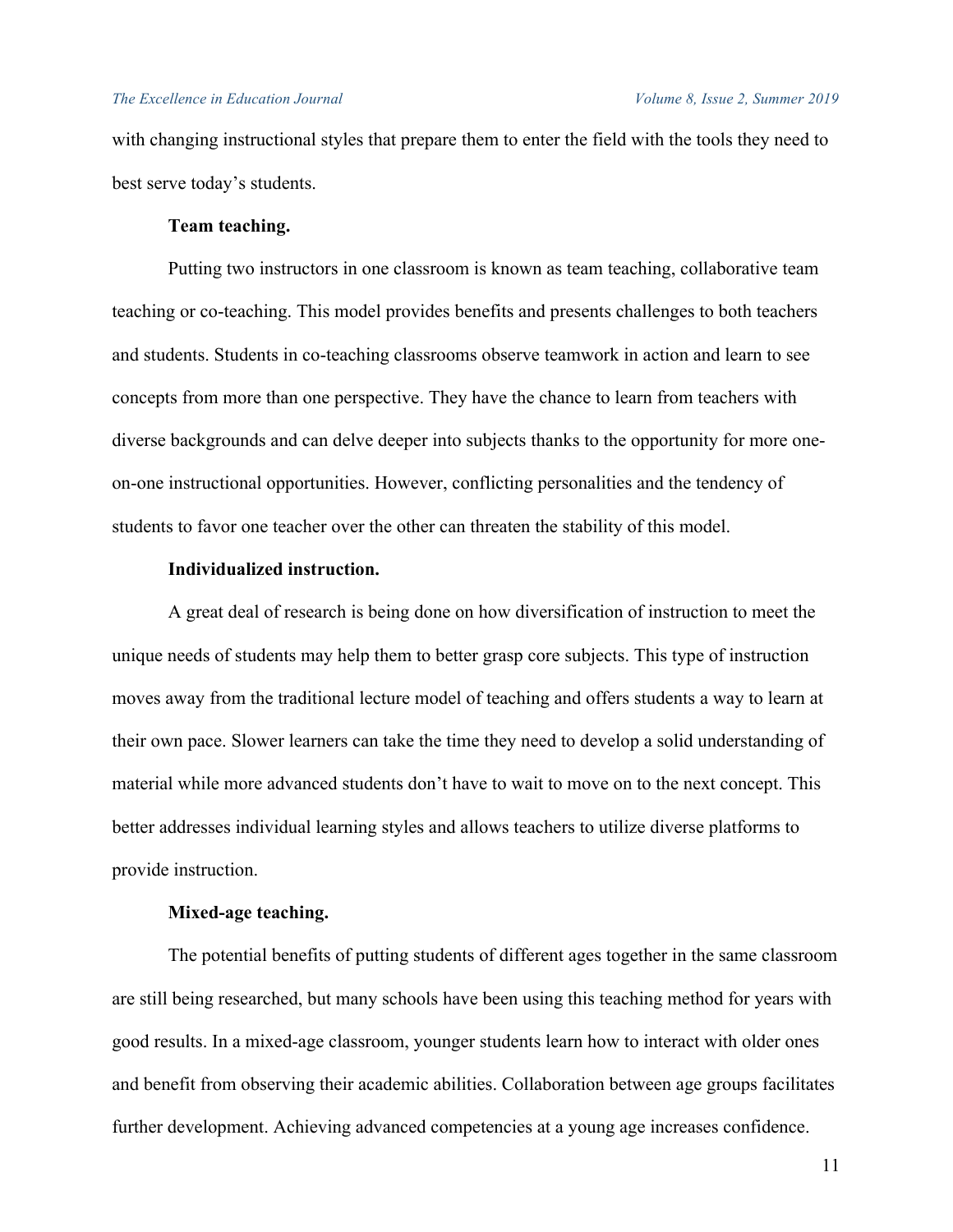with changing instructional styles that prepare them to enter the field with the tools they need to best serve today's students.

**Team teaching.**

Putting two instructors in one classroom is known as team teaching, collaborative team teaching or co-teaching. This model provides benefits and presents challenges to both teachers and students. Students in co-teaching classrooms observe teamwork in action and learn to see concepts from more than one perspective. They have the chance to learn from teachers with diverse backgrounds and can delve deeper into subjects thanks to the opportunity for more one-on-one instructional opportunities. However, conflicting personalities and the tendency of students to favor one teacher over the other can threaten the stability of this model.

**Individualized instruction.**

A great deal of research is being done on how diversification of instruction to meet the unique needs of students may help them to better grasp core subjects. This type of instruction moves away from the traditional lecture model of teaching and offers students a way to learn at their own pace. Slower learners can take the time they need to develop a solid understanding of material while more advanced students don't have to wait to move on to the next concept. This better addresses individual learning styles and allows teachers to utilize diverse platforms to provide instruction.

**Mixed-age teaching.**

The potential benefits of putting students of different ages together in the same classroom are still being researched, but many schools have been using this teaching method for years with good results. In a mixed-age classroom, younger students learn how to interact with older ones and benefit from observing their academic abilities. Collaboration between age groups facilitates further development. Achieving advanced competencies at a young age increases confidence.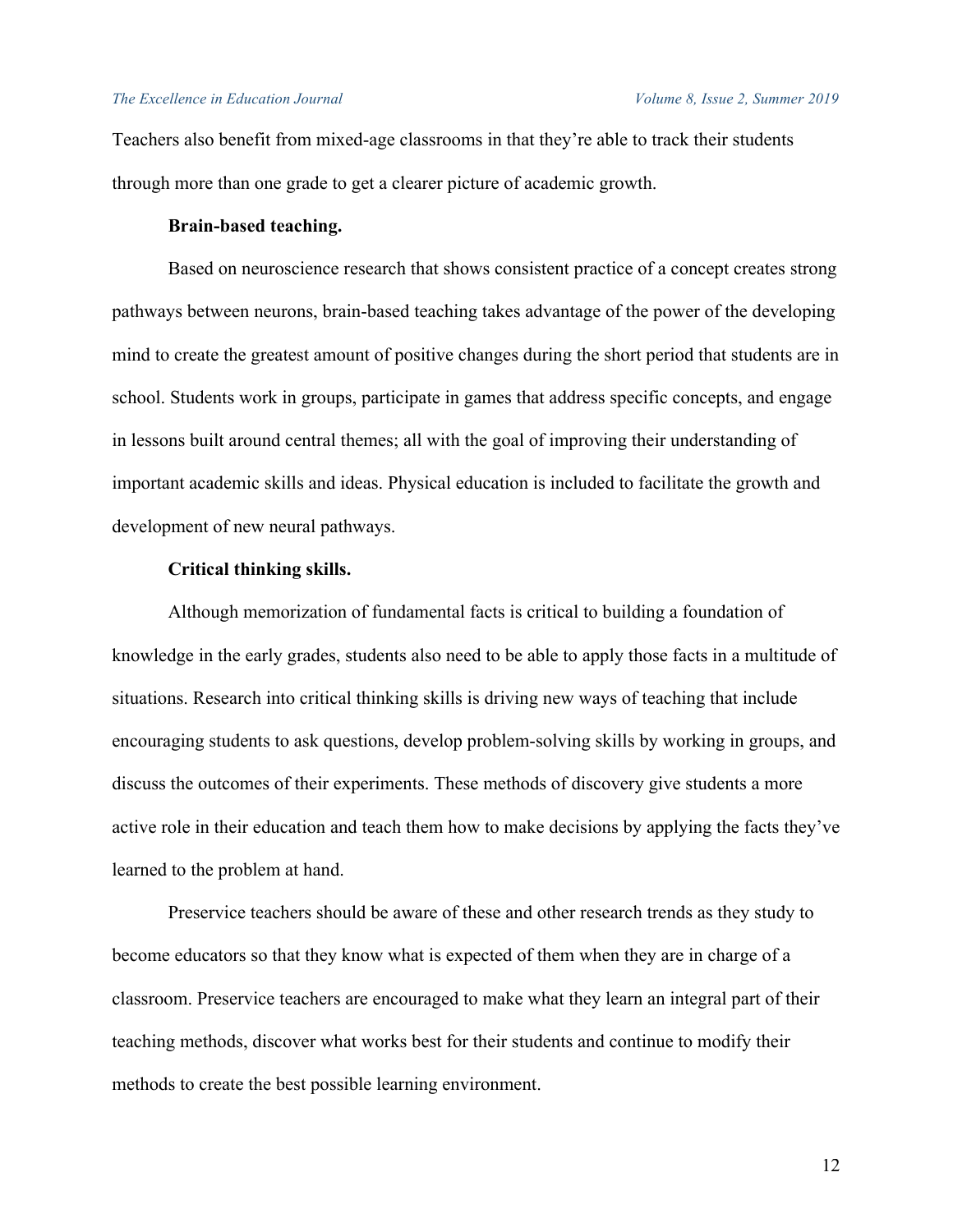Teachers also benefit from mixed-age classrooms in that they're able to track their students through more than one grade to get a clearer picture of academic growth.

**Brain-based teaching.**

Based on neuroscience research that shows consistent practice of a concept creates strong pathways between neurons, brain-based teaching takes advantage of the power of the developing mind to create the greatest amount of positive changes during the short period that students are in school. Students work in groups, participate in games that address specific concepts, and engage in lessons built around central themes; all with the goal of improving their understanding of important academic skills and ideas. Physical education is included to facilitate the growth and development of new neural pathways.

**Critical thinking skills.**

Although memorization of fundamental facts is critical to building a foundation of knowledge in the early grades, students also need to be able to apply those facts in a multitude of situations. Research into critical thinking skills is driving new ways of teaching that include encouraging students to ask questions, develop problem-solving skills by working in groups, and discuss the outcomes of their experiments. These methods of discovery give students a more active role in their education and teach them how to make decisions by applying the facts they've learned to the problem at hand.

Preservice teachers should be aware of these and other research trends as they study to become educators so that they know what is expected of them when they are in charge of a classroom. Preservice teachers are encouraged to make what they learn an integral part of their teaching methods, discover what works best for their students and continue to modify their methods to create the best possible learning environment.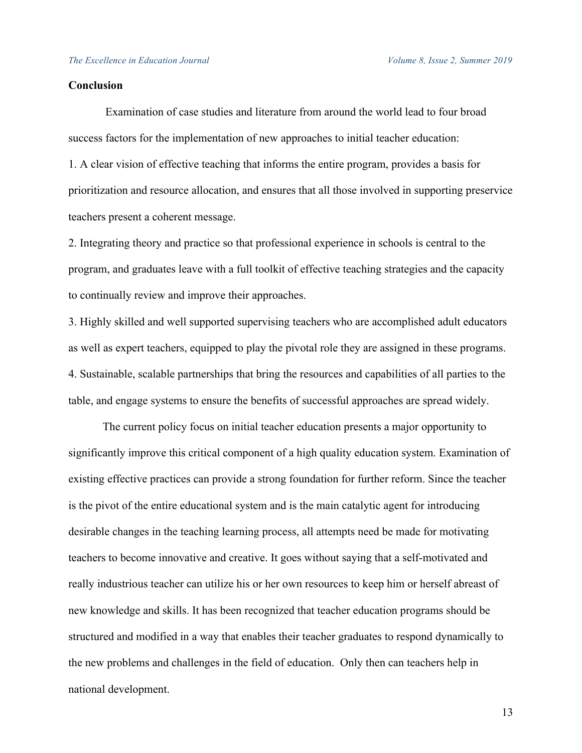## Conclusion

Examination of case studies and literature from around the world lead to four broad success factors for the implementation of new approaches to initial teacher education:

1. A clear vision of effective teaching that informs the entire program, provides a basis for prioritization and resource allocation, and ensures that all those involved in supporting preservice teachers present a coherent message.
2. Integrating theory and practice so that professional experience in schools is central to the program, and graduates leave with a full toolkit of effective teaching strategies and the capacity to continually review and improve their approaches.
3. Highly skilled and well supported supervising teachers who are accomplished adult educators as well as expert teachers, equipped to play the pivotal role they are assigned in these programs.
4. Sustainable, scalable partnerships that bring the resources and capabilities of all parties to the table, and engage systems to ensure the benefits of successful approaches are spread widely.

The current policy focus on initial teacher education presents a major opportunity to significantly improve this critical component of a high quality education system. Examination of existing effective practices can provide a strong foundation for further reform. Since the teacher is the pivot of the entire educational system and is the main catalytic agent for introducing desirable changes in the teaching learning process, all attempts need be made for motivating teachers to become innovative and creative. It goes without saying that a self-motivated and really industrious teacher can utilize his or her own resources to keep him or herself abreast of new knowledge and skills. It has been recognized that teacher education programs should be structured and modified in a way that enables their teacher graduates to respond dynamically to the new problems and challenges in the field of education. Only then can teachers help in national development.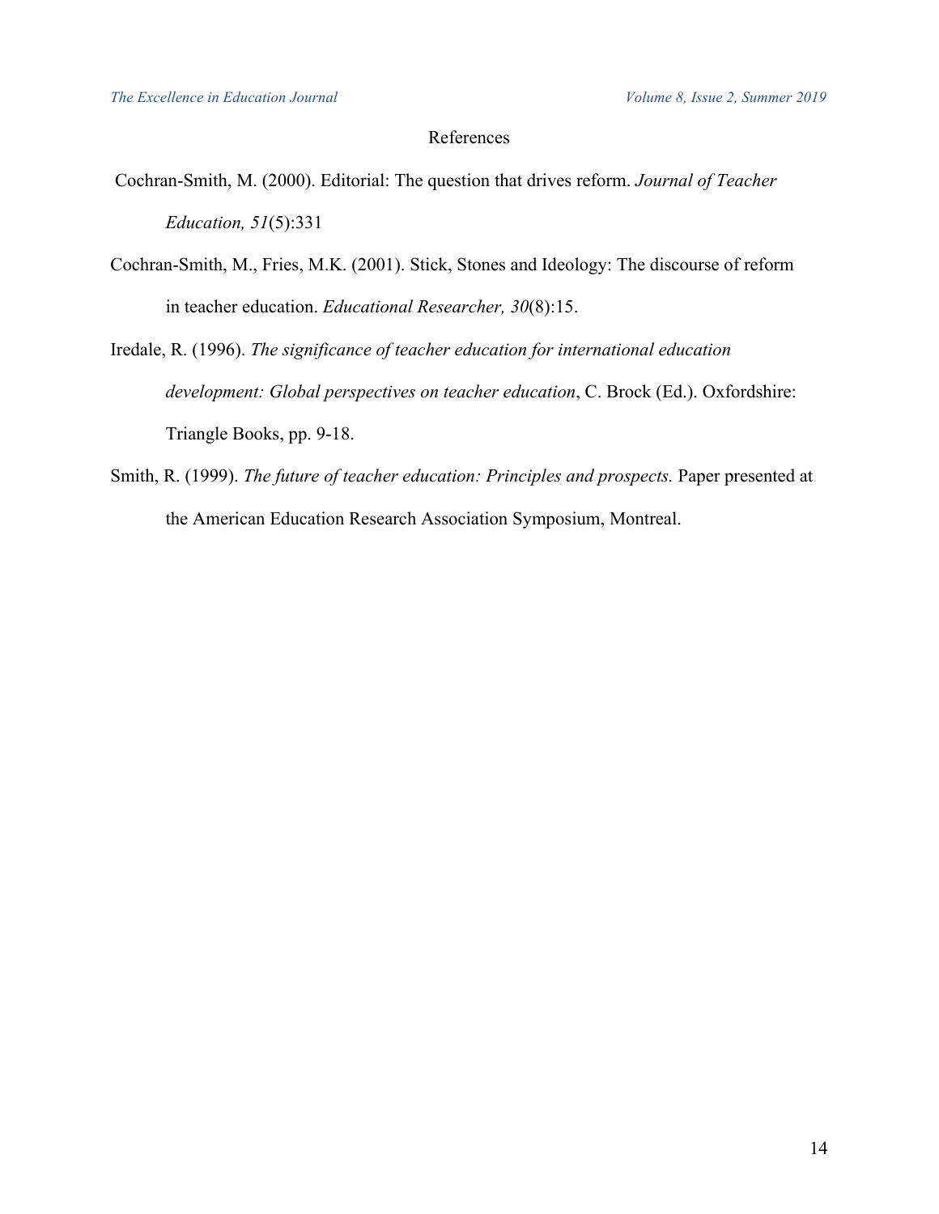## References

Cochran-Smith, M. (2000). Editorial: The question that drives reform. *Journal of Teacher Education, 51*(5):331

Cochran-Smith, M., Fries, M.K. (2001). Stick, Stones and Ideology: The discourse of reform in teacher education. *Educational Researcher, 30*(8):15.

Iredale, R. (1996). *The significance of teacher education for international education development: Global perspectives on teacher education*, C. Brock (Ed.). Oxfordshire: Triangle Books, pp. 9-18.

Smith, R. (1999). *The future of teacher education: Principles and prospects.* Paper presented at the American Education Research Association Symposium, Montreal.